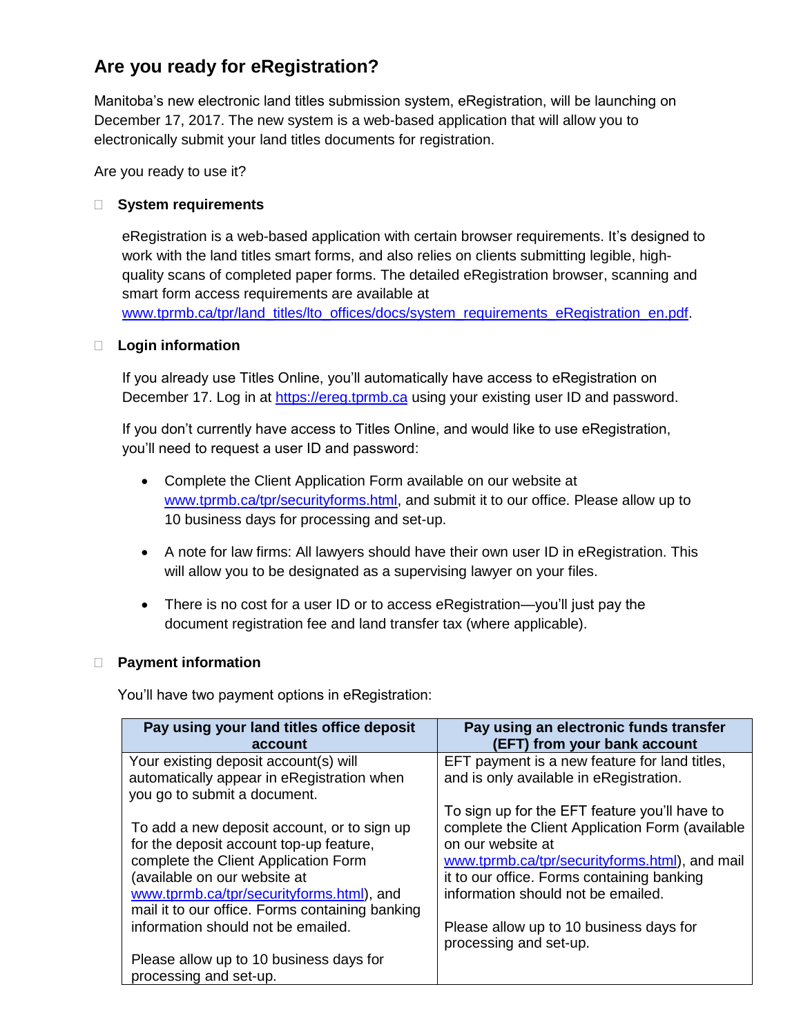# Are you ready for eRegistration?

Manitoba's new electronic land titles submission system, eRegistration, will be launching on December 17, 2017. The new system is a web-based application that will allow you to electronically submit your land titles documents for registration.

Are you ready to use it?

- [ ] **System requirements**

  eRegistration is a web-based application with certain browser requirements. It's designed to work with the land titles smart forms, and also relies on clients submitting legible, high-quality scans of completed paper forms. The detailed eRegistration browser, scanning and smart form access requirements are available at www.tprmb.ca/tpr/land_titles/lto_offices/docs/system_requirements_eRegistration_en.pdf.

- [ ] **Login information**

  If you already use Titles Online, you'll automatically have access to eRegistration on December 17. Log in at https://ereg.tprmb.ca using your existing user ID and password.

  If you don't currently have access to Titles Online, and would like to use eRegistration, you'll need to request a user ID and password:

  - Complete the Client Application Form available on our website at www.tprmb.ca/tpr/securityforms.html, and submit it to our office. Please allow up to 10 business days for processing and set-up.
  - A note for law firms: All lawyers should have their own user ID in eRegistration. This will allow you to be designated as a supervising lawyer on your files.
  - There is no cost for a user ID or to access eRegistration—you'll just pay the document registration fee and land transfer tax (where applicable).

- [ ] **Payment information**

  You'll have two payment options in eRegistration:

| Pay using your land titles office deposit account | Pay using an electronic funds transfer (EFT) from your bank account |
|---|---|
| Your existing deposit account(s) will automatically appear in eRegistration when you go to submit a document.<br><br>To add a new deposit account, or to sign up for the deposit account top-up feature, complete the Client Application Form (available on our website at www.tprmb.ca/tpr/securityforms.html), and mail it to our office. Forms containing banking information should not be emailed.<br><br>Please allow up to 10 business days for processing and set-up. | EFT payment is a new feature for land titles, and is only available in eRegistration.<br><br>To sign up for the EFT feature you'll have to complete the Client Application Form (available on our website at www.tprmb.ca/tpr/securityforms.html), and mail it to our office. Forms containing banking information should not be emailed.<br><br>Please allow up to 10 business days for processing and set-up. |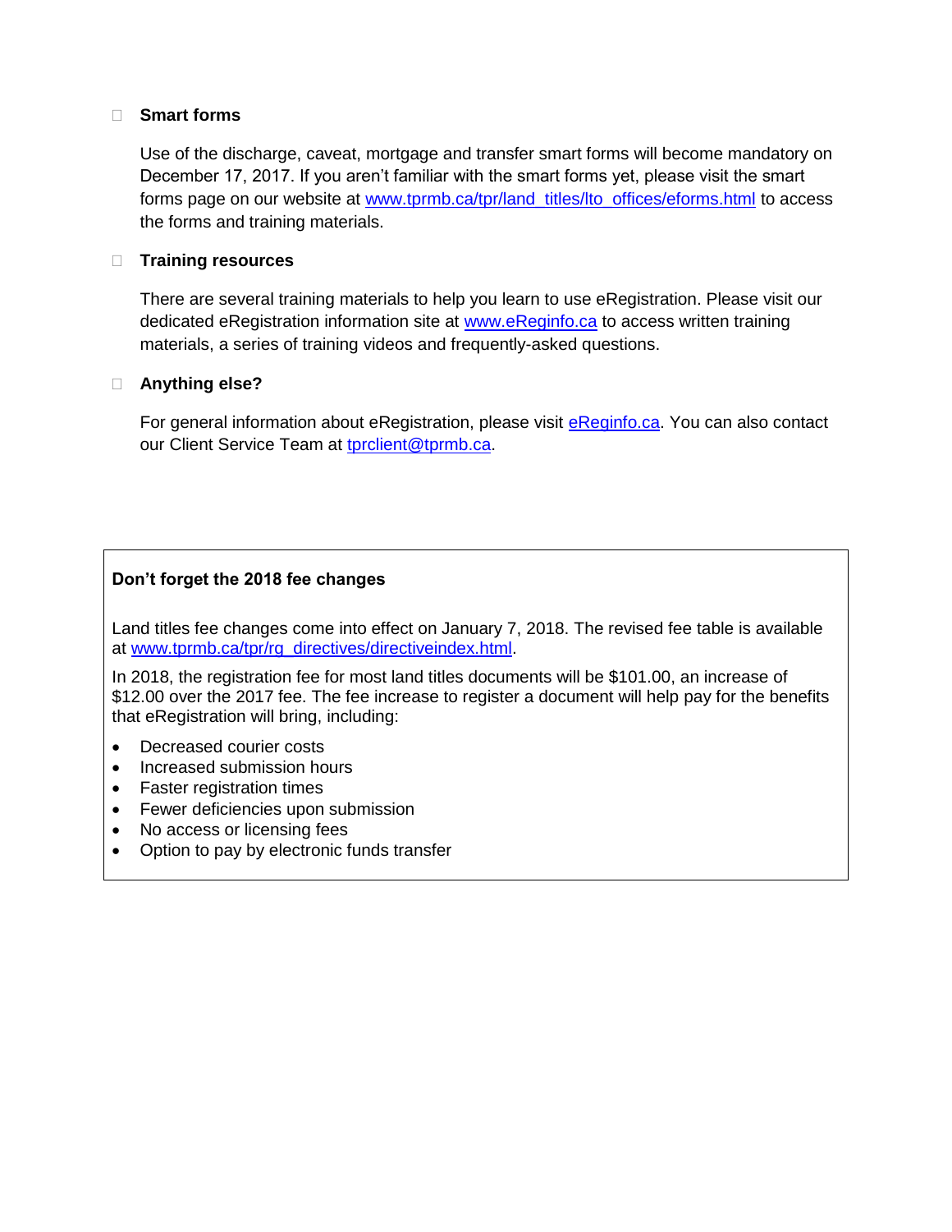- **Smart forms**

  Use of the discharge, caveat, mortgage and transfer smart forms will become mandatory on December 17, 2017. If you aren't familiar with the smart forms yet, please visit the smart forms page on our website at www.tprmb.ca/tpr/land_titles/lto_offices/eforms.html to access the forms and training materials.

- **Training resources**

  There are several training materials to help you learn to use eRegistration. Please visit our dedicated eRegistration information site at www.eReginfo.ca to access written training materials, a series of training videos and frequently-asked questions.

- **Anything else?**

  For general information about eRegistration, please visit eReginfo.ca. You can also contact our Client Service Team at tprclient@tprmb.ca.

**Don't forget the 2018 fee changes**

Land titles fee changes come into effect on January 7, 2018. The revised fee table is available at www.tprmb.ca/tpr/rg_directives/directiveindex.html.

In 2018, the registration fee for most land titles documents will be $101.00, an increase of $12.00 over the 2017 fee. The fee increase to register a document will help pay for the benefits that eRegistration will bring, including:

- Decreased courier costs
- Increased submission hours
- Faster registration times
- Fewer deficiencies upon submission
- No access or licensing fees
- Option to pay by electronic funds transfer